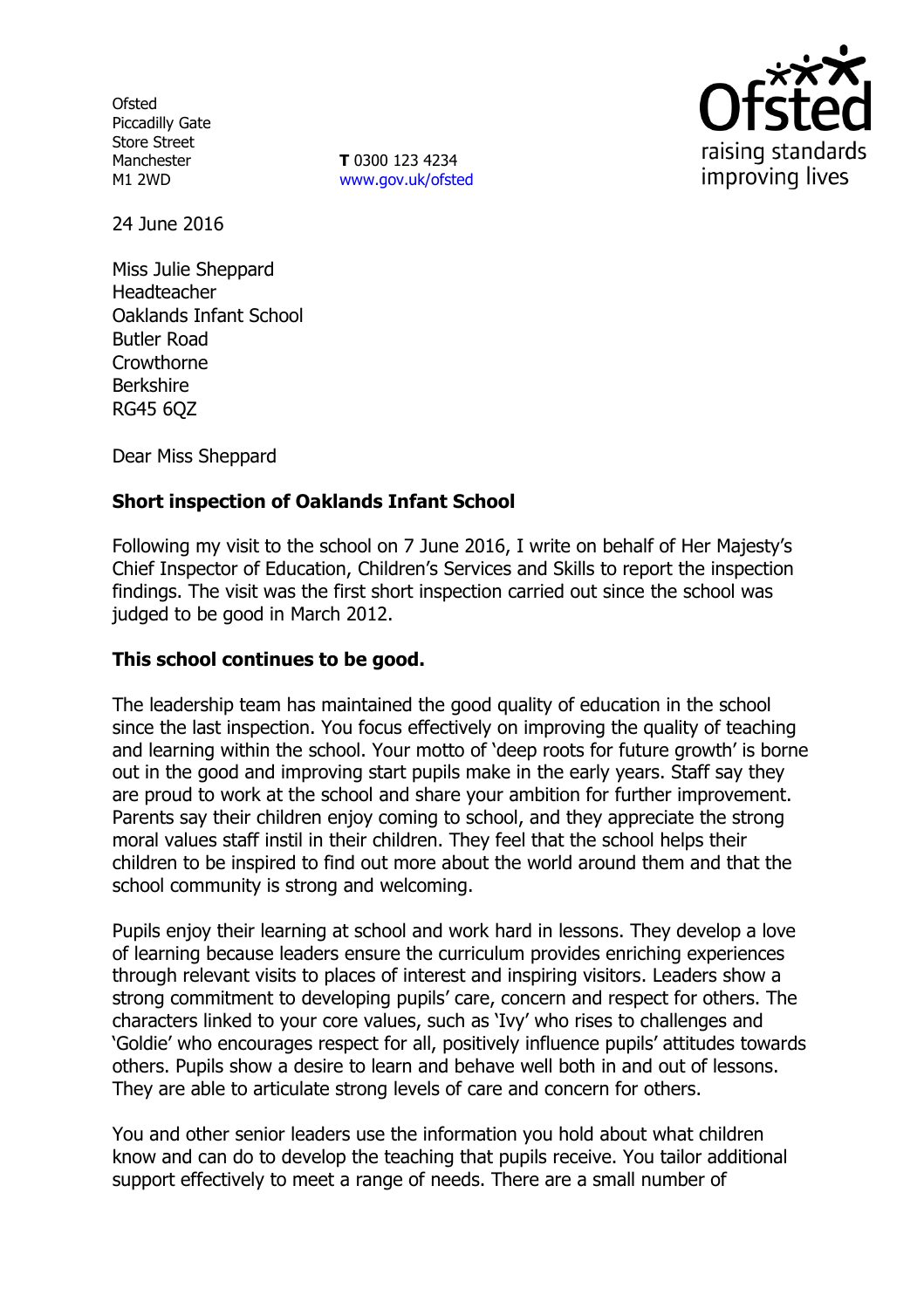Ofsted
Piccadilly Gate
Store Street
Manchester
M1 2WD

**T** 0300 123 4234
www.gov.uk/ofsted

24 June 2016

Miss Julie Sheppard
Headteacher
Oaklands Infant School
Butler Road
Crowthorne
Berkshire
RG45 6QZ

Dear Miss Sheppard

**Short inspection of Oaklands Infant School**

Following my visit to the school on 7 June 2016, I write on behalf of Her Majesty's Chief Inspector of Education, Children's Services and Skills to report the inspection findings. The visit was the first short inspection carried out since the school was judged to be good in March 2012.

**This school continues to be good.**

The leadership team has maintained the good quality of education in the school since the last inspection. You focus effectively on improving the quality of teaching and learning within the school. Your motto of 'deep roots for future growth' is borne out in the good and improving start pupils make in the early years. Staff say they are proud to work at the school and share your ambition for further improvement. Parents say their children enjoy coming to school, and they appreciate the strong moral values staff instil in their children. They feel that the school helps their children to be inspired to find out more about the world around them and that the school community is strong and welcoming.

Pupils enjoy their learning at school and work hard in lessons. They develop a love of learning because leaders ensure the curriculum provides enriching experiences through relevant visits to places of interest and inspiring visitors. Leaders show a strong commitment to developing pupils' care, concern and respect for others. The characters linked to your core values, such as 'Ivy' who rises to challenges and 'Goldie' who encourages respect for all, positively influence pupils' attitudes towards others. Pupils show a desire to learn and behave well both in and out of lessons. They are able to articulate strong levels of care and concern for others.

You and other senior leaders use the information you hold about what children know and can do to develop the teaching that pupils receive. You tailor additional support effectively to meet a range of needs. There are a small number of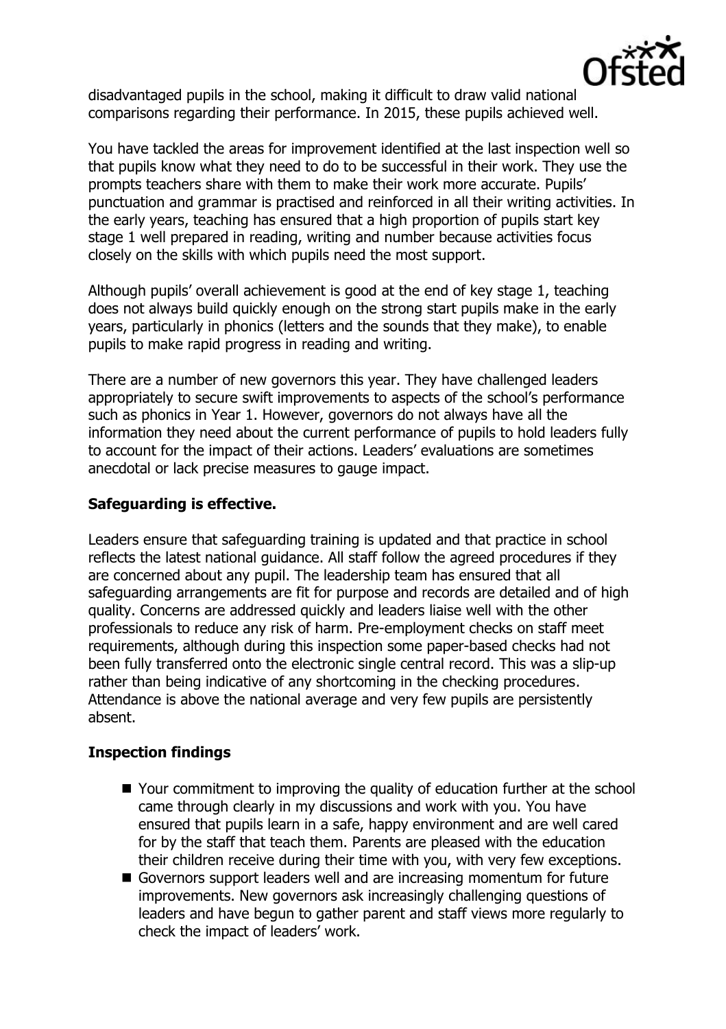disadvantaged pupils in the school, making it difficult to draw valid national comparisons regarding their performance. In 2015, these pupils achieved well.

You have tackled the areas for improvement identified at the last inspection well so that pupils know what they need to do to be successful in their work. They use the prompts teachers share with them to make their work more accurate. Pupils' punctuation and grammar is practised and reinforced in all their writing activities. In the early years, teaching has ensured that a high proportion of pupils start key stage 1 well prepared in reading, writing and number because activities focus closely on the skills with which pupils need the most support.

Although pupils' overall achievement is good at the end of key stage 1, teaching does not always build quickly enough on the strong start pupils make in the early years, particularly in phonics (letters and the sounds that they make), to enable pupils to make rapid progress in reading and writing.

There are a number of new governors this year. They have challenged leaders appropriately to secure swift improvements to aspects of the school's performance such as phonics in Year 1. However, governors do not always have all the information they need about the current performance of pupils to hold leaders fully to account for the impact of their actions. Leaders' evaluations are sometimes anecdotal or lack precise measures to gauge impact.

## Safeguarding is effective.

Leaders ensure that safeguarding training is updated and that practice in school reflects the latest national guidance. All staff follow the agreed procedures if they are concerned about any pupil. The leadership team has ensured that all safeguarding arrangements are fit for purpose and records are detailed and of high quality. Concerns are addressed quickly and leaders liaise well with the other professionals to reduce any risk of harm. Pre-employment checks on staff meet requirements, although during this inspection some paper-based checks had not been fully transferred onto the electronic single central record. This was a slip-up rather than being indicative of any shortcoming in the checking procedures. Attendance is above the national average and very few pupils are persistently absent.

## Inspection findings

- Your commitment to improving the quality of education further at the school came through clearly in my discussions and work with you. You have ensured that pupils learn in a safe, happy environment and are well cared for by the staff that teach them. Parents are pleased with the education their children receive during their time with you, with very few exceptions.
- Governors support leaders well and are increasing momentum for future improvements. New governors ask increasingly challenging questions of leaders and have begun to gather parent and staff views more regularly to check the impact of leaders' work.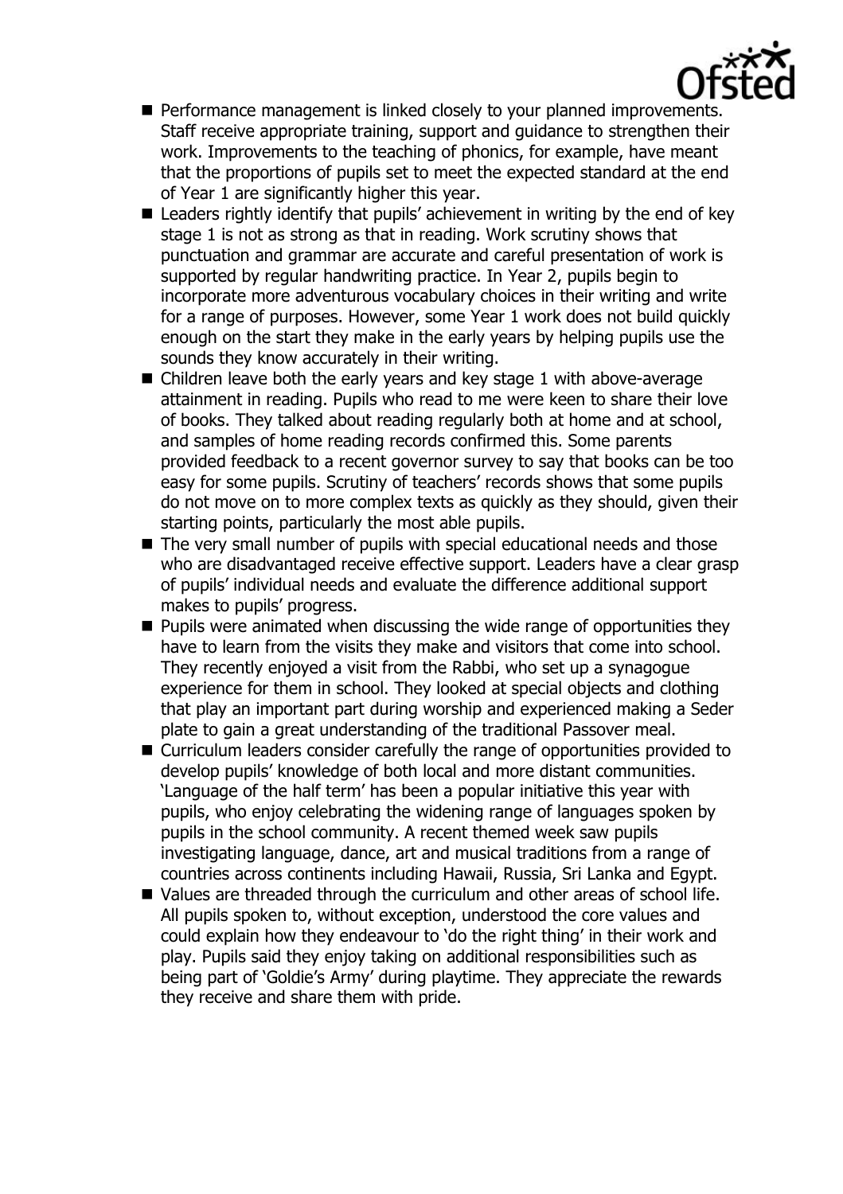- Performance management is linked closely to your planned improvements. Staff receive appropriate training, support and guidance to strengthen their work. Improvements to the teaching of phonics, for example, have meant that the proportions of pupils set to meet the expected standard at the end of Year 1 are significantly higher this year.
- Leaders rightly identify that pupils' achievement in writing by the end of key stage 1 is not as strong as that in reading. Work scrutiny shows that punctuation and grammar are accurate and careful presentation of work is supported by regular handwriting practice. In Year 2, pupils begin to incorporate more adventurous vocabulary choices in their writing and write for a range of purposes. However, some Year 1 work does not build quickly enough on the start they make in the early years by helping pupils use the sounds they know accurately in their writing.
- Children leave both the early years and key stage 1 with above-average attainment in reading. Pupils who read to me were keen to share their love of books. They talked about reading regularly both at home and at school, and samples of home reading records confirmed this. Some parents provided feedback to a recent governor survey to say that books can be too easy for some pupils. Scrutiny of teachers' records shows that some pupils do not move on to more complex texts as quickly as they should, given their starting points, particularly the most able pupils.
- The very small number of pupils with special educational needs and those who are disadvantaged receive effective support. Leaders have a clear grasp of pupils' individual needs and evaluate the difference additional support makes to pupils' progress.
- Pupils were animated when discussing the wide range of opportunities they have to learn from the visits they make and visitors that come into school. They recently enjoyed a visit from the Rabbi, who set up a synagogue experience for them in school. They looked at special objects and clothing that play an important part during worship and experienced making a Seder plate to gain a great understanding of the traditional Passover meal.
- Curriculum leaders consider carefully the range of opportunities provided to develop pupils' knowledge of both local and more distant communities. 'Language of the half term' has been a popular initiative this year with pupils, who enjoy celebrating the widening range of languages spoken by pupils in the school community. A recent themed week saw pupils investigating language, dance, art and musical traditions from a range of countries across continents including Hawaii, Russia, Sri Lanka and Egypt.
- Values are threaded through the curriculum and other areas of school life. All pupils spoken to, without exception, understood the core values and could explain how they endeavour to 'do the right thing' in their work and play. Pupils said they enjoy taking on additional responsibilities such as being part of 'Goldie's Army' during playtime. They appreciate the rewards they receive and share them with pride.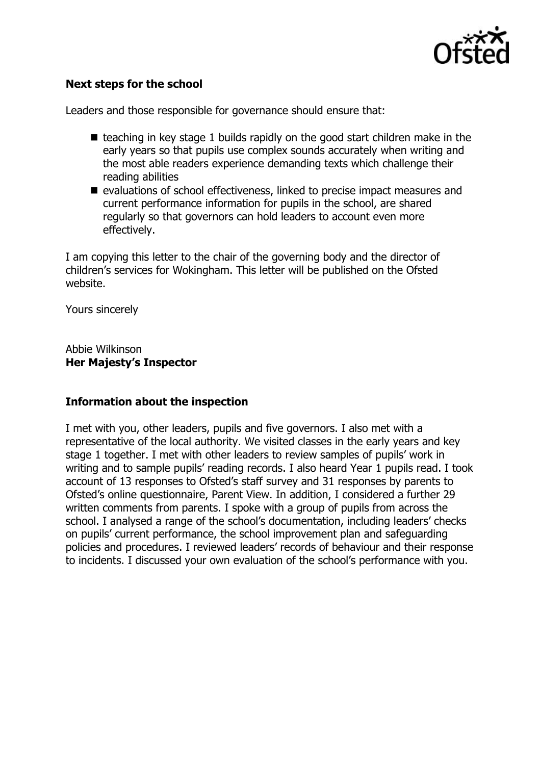**Next steps for the school**

Leaders and those responsible for governance should ensure that:

- teaching in key stage 1 builds rapidly on the good start children make in the early years so that pupils use complex sounds accurately when writing and the most able readers experience demanding texts which challenge their reading abilities
- evaluations of school effectiveness, linked to precise impact measures and current performance information for pupils in the school, are shared regularly so that governors can hold leaders to account even more effectively.

I am copying this letter to the chair of the governing body and the director of children's services for Wokingham. This letter will be published on the Ofsted website.

Yours sincerely

Abbie Wilkinson
**Her Majesty's Inspector**

**Information about the inspection**

I met with you, other leaders, pupils and five governors. I also met with a representative of the local authority. We visited classes in the early years and key stage 1 together. I met with other leaders to review samples of pupils' work in writing and to sample pupils' reading records. I also heard Year 1 pupils read. I took account of 13 responses to Ofsted's staff survey and 31 responses by parents to Ofsted's online questionnaire, Parent View. In addition, I considered a further 29 written comments from parents. I spoke with a group of pupils from across the school. I analysed a range of the school's documentation, including leaders' checks on pupils' current performance, the school improvement plan and safeguarding policies and procedures. I reviewed leaders' records of behaviour and their response to incidents. I discussed your own evaluation of the school's performance with you.